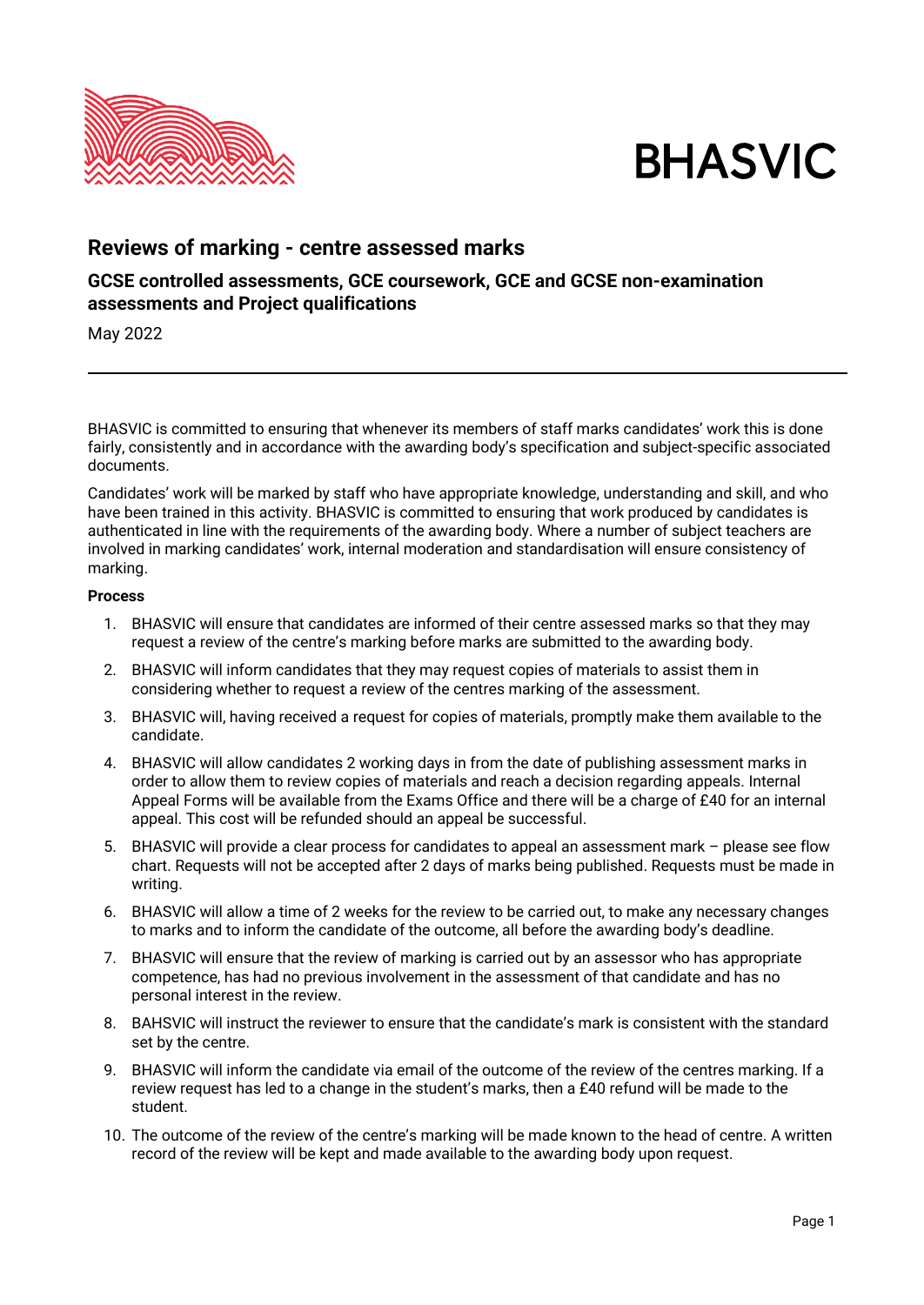BHASVIC

## Reviews of marking - centre assessed marks

### GCSE controlled assessments, GCE coursework, GCE and GCSE non-examination assessments and Project qualifications

May 2022

---

BHASVIC is committed to ensuring that whenever its members of staff marks candidates' work this is done fairly, consistently and in accordance with the awarding body's specification and subject-specific associated documents.

Candidates' work will be marked by staff who have appropriate knowledge, understanding and skill, and who have been trained in this activity. BHASVIC is committed to ensuring that work produced by candidates is authenticated in line with the requirements of the awarding body. Where a number of subject teachers are involved in marking candidates' work, internal moderation and standardisation will ensure consistency of marking.

**Process**

1. BHASVIC will ensure that candidates are informed of their centre assessed marks so that they may request a review of the centre's marking before marks are submitted to the awarding body.
2. BHASVIC will inform candidates that they may request copies of materials to assist them in considering whether to request a review of the centres marking of the assessment.
3. BHASVIC will, having received a request for copies of materials, promptly make them available to the candidate.
4. BHASVIC will allow candidates 2 working days in from the date of publishing assessment marks in order to allow them to review copies of materials and reach a decision regarding appeals. Internal Appeal Forms will be available from the Exams Office and there will be a charge of £40 for an internal appeal. This cost will be refunded should an appeal be successful.
5. BHASVIC will provide a clear process for candidates to appeal an assessment mark – please see flow chart. Requests will not be accepted after 2 days of marks being published. Requests must be made in writing.
6. BHASVIC will allow a time of 2 weeks for the review to be carried out, to make any necessary changes to marks and to inform the candidate of the outcome, all before the awarding body's deadline.
7. BHASVIC will ensure that the review of marking is carried out by an assessor who has appropriate competence, has had no previous involvement in the assessment of that candidate and has no personal interest in the review.
8. BAHSVIC will instruct the reviewer to ensure that the candidate's mark is consistent with the standard set by the centre.
9. BHASVIC will inform the candidate via email of the outcome of the review of the centres marking. If a review request has led to a change in the student's marks, then a £40 refund will be made to the student.
10. The outcome of the review of the centre's marking will be made known to the head of centre. A written record of the review will be kept and made available to the awarding body upon request.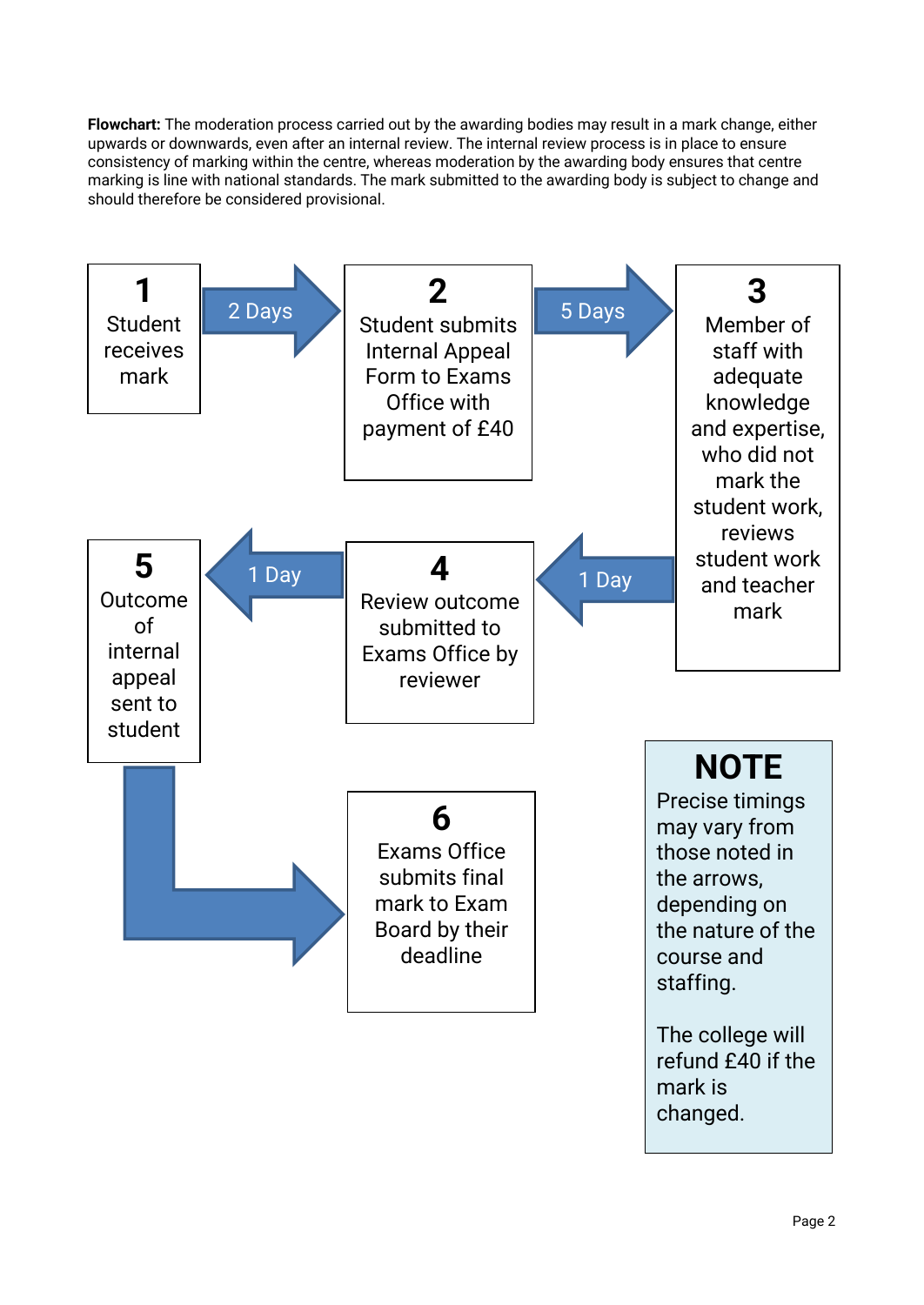**Flowchart:** The moderation process carried out by the awarding bodies may result in a mark change, either upwards or downwards, even after an internal review. The internal review process is in place to ensure consistency of marking within the centre, whereas moderation by the awarding body ensures that centre marking is line with national standards. The mark submitted to the awarding body is subject to change and should therefore be considered provisional.

**1**
Student receives mark

2 Days

**2**
Student submits Internal Appeal Form to Exams Office with payment of £40

5 Days

**3**
Member of staff with adequate knowledge and expertise, who did not mark the student work, reviews student work and teacher mark

1 Day

**4**
Review outcome submitted to Exams Office by reviewer

1 Day

**5**
Outcome of internal appeal sent to student

**6**
Exams Office submits final mark to Exam Board by their deadline

**NOTE**

Precise timings may vary from those noted in the arrows, depending on the nature of the course and staffing.

The college will refund £40 if the mark is changed.